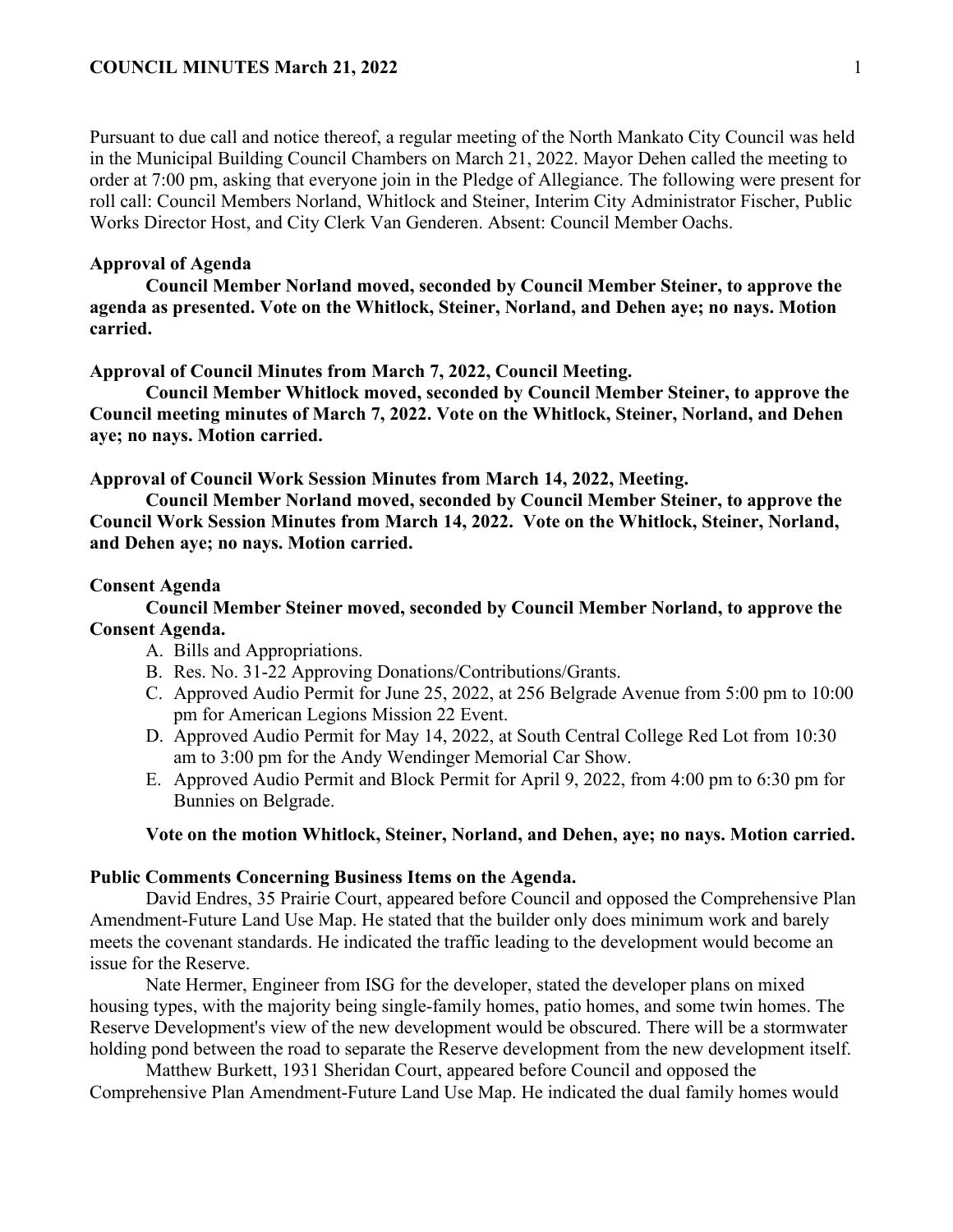Pursuant to due call and notice thereof, a regular meeting of the North Mankato City Council was held in the Municipal Building Council Chambers on March 21, 2022. Mayor Dehen called the meeting to order at 7:00 pm, asking that everyone join in the Pledge of Allegiance. The following were present for roll call: Council Members Norland, Whitlock and Steiner, Interim City Administrator Fischer, Public Works Director Host, and City Clerk Van Genderen. Absent: Council Member Oachs.

**Approval of Agenda**

**Council Member Norland moved, seconded by Council Member Steiner, to approve the agenda as presented. Vote on the Whitlock, Steiner, Norland, and Dehen aye; no nays. Motion carried.**

**Approval of Council Minutes from March 7, 2022, Council Meeting.**

**Council Member Whitlock moved, seconded by Council Member Steiner, to approve the Council meeting minutes of March 7, 2022. Vote on the Whitlock, Steiner, Norland, and Dehen aye; no nays. Motion carried.**

**Approval of Council Work Session Minutes from March 14, 2022, Meeting.**

**Council Member Norland moved, seconded by Council Member Steiner, to approve the Council Work Session Minutes from March 14, 2022. Vote on the Whitlock, Steiner, Norland, and Dehen aye; no nays. Motion carried.**

**Consent Agenda**

**Council Member Steiner moved, seconded by Council Member Norland, to approve the Consent Agenda.**

A. Bills and Appropriations.
B. Res. No. 31-22 Approving Donations/Contributions/Grants.
C. Approved Audio Permit for June 25, 2022, at 256 Belgrade Avenue from 5:00 pm to 10:00 pm for American Legions Mission 22 Event.
D. Approved Audio Permit for May 14, 2022, at South Central College Red Lot from 10:30 am to 3:00 pm for the Andy Wendinger Memorial Car Show.
E. Approved Audio Permit and Block Permit for April 9, 2022, from 4:00 pm to 6:30 pm for Bunnies on Belgrade.

**Vote on the motion Whitlock, Steiner, Norland, and Dehen, aye; no nays. Motion carried.**

**Public Comments Concerning Business Items on the Agenda.**

David Endres, 35 Prairie Court, appeared before Council and opposed the Comprehensive Plan Amendment-Future Land Use Map. He stated that the builder only does minimum work and barely meets the covenant standards. He indicated the traffic leading to the development would become an issue for the Reserve.

Nate Hermer, Engineer from ISG for the developer, stated the developer plans on mixed housing types, with the majority being single-family homes, patio homes, and some twin homes. The Reserve Development's view of the new development would be obscured. There will be a stormwater holding pond between the road to separate the Reserve development from the new development itself.

Matthew Burkett, 1931 Sheridan Court, appeared before Council and opposed the Comprehensive Plan Amendment-Future Land Use Map. He indicated the dual family homes would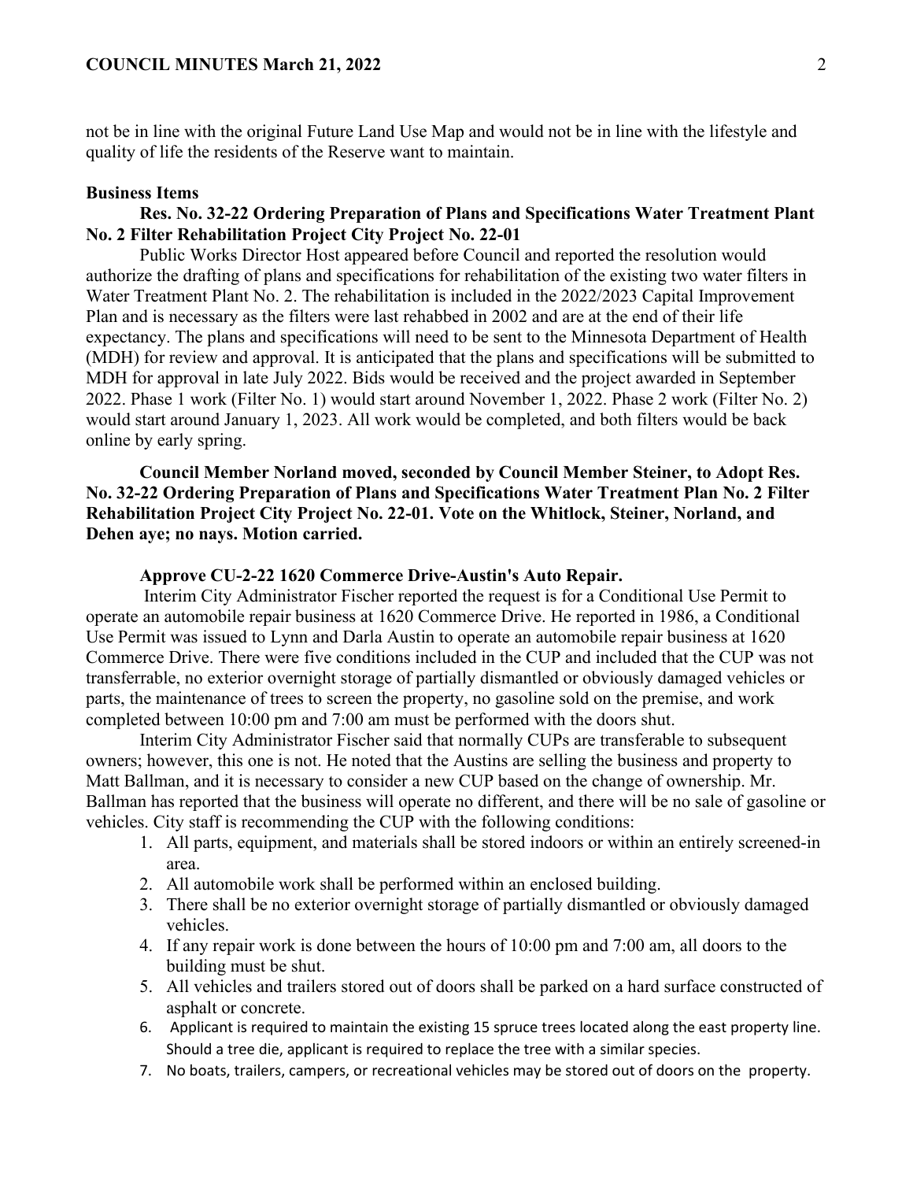not be in line with the original Future Land Use Map and would not be in line with the lifestyle and quality of life the residents of the Reserve want to maintain.

**Business Items**

**Res. No. 32-22 Ordering Preparation of Plans and Specifications Water Treatment Plant No. 2 Filter Rehabilitation Project City Project No. 22-01**

Public Works Director Host appeared before Council and reported the resolution would authorize the drafting of plans and specifications for rehabilitation of the existing two water filters in Water Treatment Plant No. 2. The rehabilitation is included in the 2022/2023 Capital Improvement Plan and is necessary as the filters were last rehabbed in 2002 and are at the end of their life expectancy. The plans and specifications will need to be sent to the Minnesota Department of Health (MDH) for review and approval. It is anticipated that the plans and specifications will be submitted to MDH for approval in late July 2022. Bids would be received and the project awarded in September 2022. Phase 1 work (Filter No. 1) would start around November 1, 2022. Phase 2 work (Filter No. 2) would start around January 1, 2023. All work would be completed, and both filters would be back online by early spring.

**Council Member Norland moved, seconded by Council Member Steiner, to Adopt Res. No. 32-22 Ordering Preparation of Plans and Specifications Water Treatment Plan No. 2 Filter Rehabilitation Project City Project No. 22-01. Vote on the Whitlock, Steiner, Norland, and Dehen aye; no nays. Motion carried.**

**Approve CU-2-22 1620 Commerce Drive-Austin's Auto Repair.**

Interim City Administrator Fischer reported the request is for a Conditional Use Permit to operate an automobile repair business at 1620 Commerce Drive. He reported in 1986, a Conditional Use Permit was issued to Lynn and Darla Austin to operate an automobile repair business at 1620 Commerce Drive. There were five conditions included in the CUP and included that the CUP was not transferrable, no exterior overnight storage of partially dismantled or obviously damaged vehicles or parts, the maintenance of trees to screen the property, no gasoline sold on the premise, and work completed between 10:00 pm and 7:00 am must be performed with the doors shut.

Interim City Administrator Fischer said that normally CUPs are transferable to subsequent owners; however, this one is not. He noted that the Austins are selling the business and property to Matt Ballman, and it is necessary to consider a new CUP based on the change of ownership. Mr. Ballman has reported that the business will operate no different, and there will be no sale of gasoline or vehicles. City staff is recommending the CUP with the following conditions:

1. All parts, equipment, and materials shall be stored indoors or within an entirely screened-in area.
2. All automobile work shall be performed within an enclosed building.
3. There shall be no exterior overnight storage of partially dismantled or obviously damaged vehicles.
4. If any repair work is done between the hours of 10:00 pm and 7:00 am, all doors to the building must be shut.
5. All vehicles and trailers stored out of doors shall be parked on a hard surface constructed of asphalt or concrete.
6. Applicant is required to maintain the existing 15 spruce trees located along the east property line. Should a tree die, applicant is required to replace the tree with a similar species.
7. No boats, trailers, campers, or recreational vehicles may be stored out of doors on the property.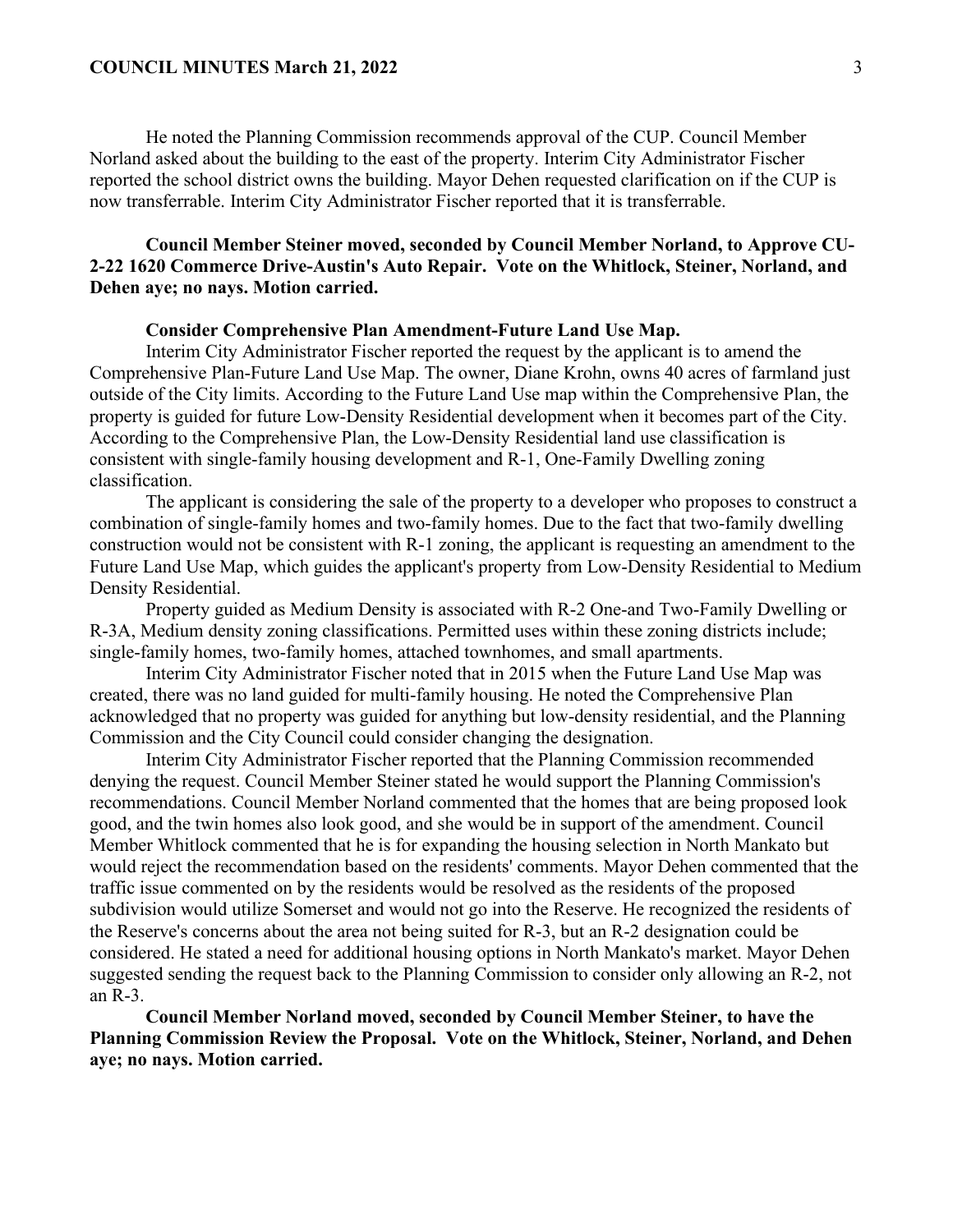He noted the Planning Commission recommends approval of the CUP. Council Member Norland asked about the building to the east of the property. Interim City Administrator Fischer reported the school district owns the building. Mayor Dehen requested clarification on if the CUP is now transferrable. Interim City Administrator Fischer reported that it is transferrable.

**Council Member Steiner moved, seconded by Council Member Norland, to Approve CU-2-22 1620 Commerce Drive-Austin's Auto Repair. Vote on the Whitlock, Steiner, Norland, and Dehen aye; no nays. Motion carried.**

**Consider Comprehensive Plan Amendment-Future Land Use Map.**

Interim City Administrator Fischer reported the request by the applicant is to amend the Comprehensive Plan-Future Land Use Map. The owner, Diane Krohn, owns 40 acres of farmland just outside of the City limits. According to the Future Land Use map within the Comprehensive Plan, the property is guided for future Low-Density Residential development when it becomes part of the City. According to the Comprehensive Plan, the Low-Density Residential land use classification is consistent with single-family housing development and R-1, One-Family Dwelling zoning classification.

The applicant is considering the sale of the property to a developer who proposes to construct a combination of single-family homes and two-family homes. Due to the fact that two-family dwelling construction would not be consistent with R-1 zoning, the applicant is requesting an amendment to the Future Land Use Map, which guides the applicant's property from Low-Density Residential to Medium Density Residential.

Property guided as Medium Density is associated with R-2 One-and Two-Family Dwelling or R-3A, Medium density zoning classifications. Permitted uses within these zoning districts include; single-family homes, two-family homes, attached townhomes, and small apartments.

Interim City Administrator Fischer noted that in 2015 when the Future Land Use Map was created, there was no land guided for multi-family housing. He noted the Comprehensive Plan acknowledged that no property was guided for anything but low-density residential, and the Planning Commission and the City Council could consider changing the designation.

Interim City Administrator Fischer reported that the Planning Commission recommended denying the request. Council Member Steiner stated he would support the Planning Commission's recommendations. Council Member Norland commented that the homes that are being proposed look good, and the twin homes also look good, and she would be in support of the amendment. Council Member Whitlock commented that he is for expanding the housing selection in North Mankato but would reject the recommendation based on the residents' comments. Mayor Dehen commented that the traffic issue commented on by the residents would be resolved as the residents of the proposed subdivision would utilize Somerset and would not go into the Reserve. He recognized the residents of the Reserve's concerns about the area not being suited for R-3, but an R-2 designation could be considered. He stated a need for additional housing options in North Mankato's market. Mayor Dehen suggested sending the request back to the Planning Commission to consider only allowing an R-2, not an R-3.

**Council Member Norland moved, seconded by Council Member Steiner, to have the Planning Commission Review the Proposal. Vote on the Whitlock, Steiner, Norland, and Dehen aye; no nays. Motion carried.**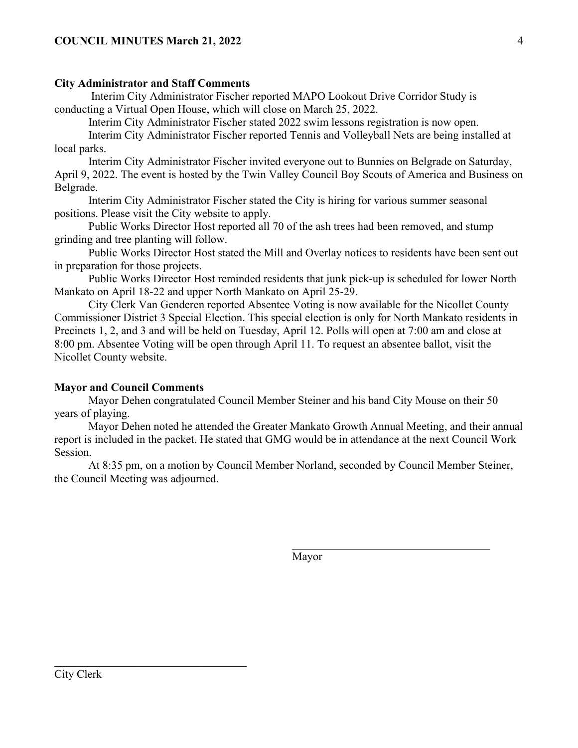**City Administrator and Staff Comments**

Interim City Administrator Fischer reported MAPO Lookout Drive Corridor Study is conducting a Virtual Open House, which will close on March 25, 2022.

Interim City Administrator Fischer stated 2022 swim lessons registration is now open.

Interim City Administrator Fischer reported Tennis and Volleyball Nets are being installed at local parks.

Interim City Administrator Fischer invited everyone out to Bunnies on Belgrade on Saturday, April 9, 2022. The event is hosted by the Twin Valley Council Boy Scouts of America and Business on Belgrade.

Interim City Administrator Fischer stated the City is hiring for various summer seasonal positions. Please visit the City website to apply.

Public Works Director Host reported all 70 of the ash trees had been removed, and stump grinding and tree planting will follow.

Public Works Director Host stated the Mill and Overlay notices to residents have been sent out in preparation for those projects.

Public Works Director Host reminded residents that junk pick-up is scheduled for lower North Mankato on April 18-22 and upper North Mankato on April 25-29.

City Clerk Van Genderen reported Absentee Voting is now available for the Nicollet County Commissioner District 3 Special Election. This special election is only for North Mankato residents in Precincts 1, 2, and 3 and will be held on Tuesday, April 12. Polls will open at 7:00 am and close at 8:00 pm. Absentee Voting will be open through April 11. To request an absentee ballot, visit the Nicollet County website.

**Mayor and Council Comments**

Mayor Dehen congratulated Council Member Steiner and his band City Mouse on their 50 years of playing.

Mayor Dehen noted he attended the Greater Mankato Growth Annual Meeting, and their annual report is included in the packet. He stated that GMG would be in attendance at the next Council Work Session.

At 8:35 pm, on a motion by Council Member Norland, seconded by Council Member Steiner, the Council Meeting was adjourned.

\_\_\_\_\_\_\_\_\_\_\_\_\_\_\_\_\_\_\_\_\_\_\_\_\_\_\_\_\_\_\_\_\_\_\_\_

Mayor

\_\_\_\_\_\_\_\_\_\_\_\_\_\_\_\_\_\_\_\_\_\_\_\_\_\_\_\_\_\_\_\_\_\_\_\_

City Clerk